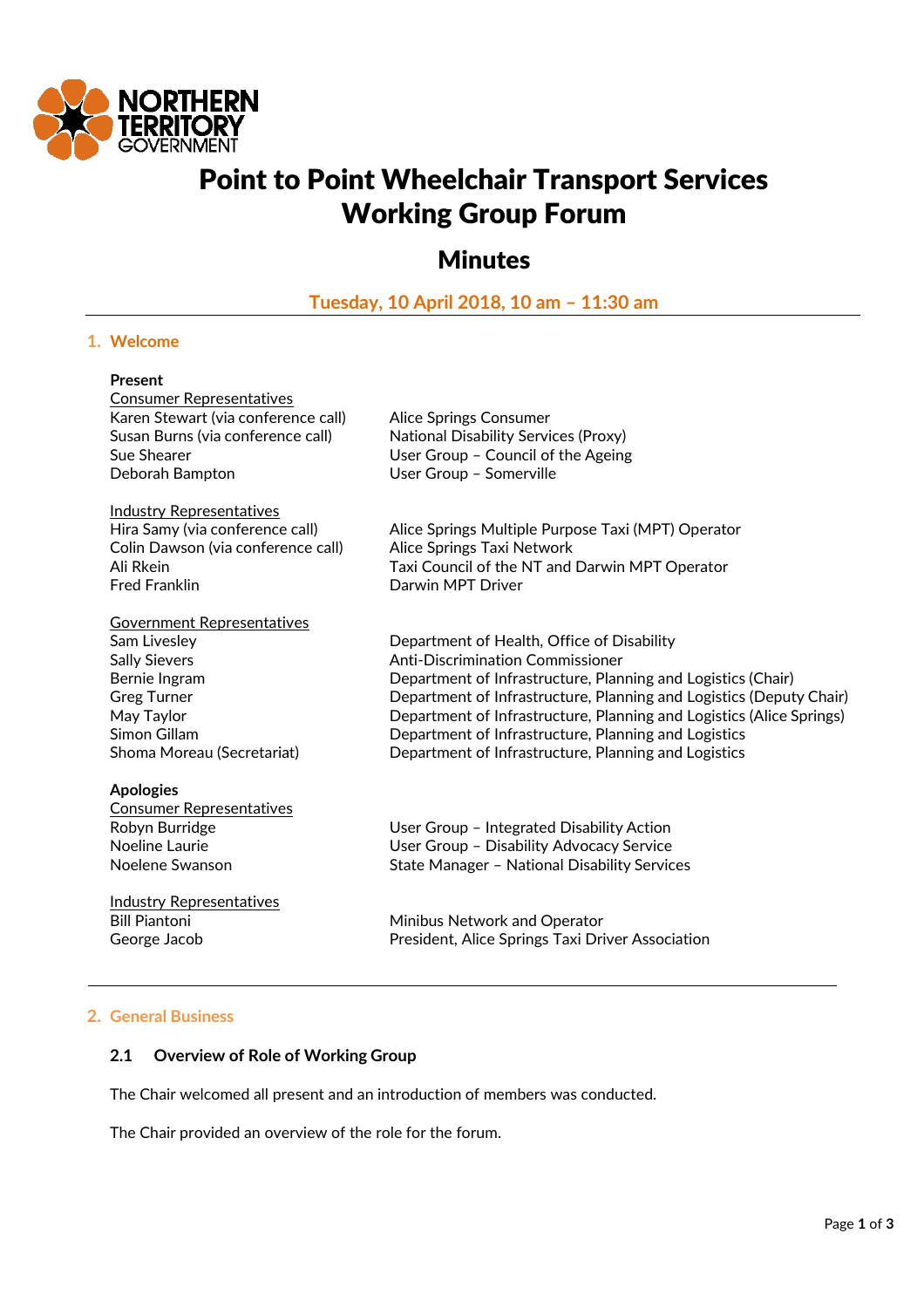# Point to Point Wheelchair Transport Services Working Group Forum

## Minutes

**Tuesday, 10 April 2018, 10 am – 11:30 am**

### 1. Welcome

**Present**

Consumer Representatives

| | |
|---|---|
| Karen Stewart (via conference call) | Alice Springs Consumer |
| Susan Burns (via conference call) | National Disability Services (Proxy) |
| Sue Shearer | User Group – Council of the Ageing |
| Deborah Bampton | User Group – Somerville |

Industry Representatives

| | |
|---|---|
| Hira Samy (via conference call) | Alice Springs Multiple Purpose Taxi (MPT) Operator |
| Colin Dawson (via conference call) | Alice Springs Taxi Network |
| Ali Rkein | Taxi Council of the NT and Darwin MPT Operator |
| Fred Franklin | Darwin MPT Driver |

Government Representatives

| | |
|---|---|
| Sam Livesley | Department of Health, Office of Disability |
| Sally Sievers | Anti-Discrimination Commissioner |
| Bernie Ingram | Department of Infrastructure, Planning and Logistics (Chair) |
| Greg Turner | Department of Infrastructure, Planning and Logistics (Deputy Chair) |
| May Taylor | Department of Infrastructure, Planning and Logistics (Alice Springs) |
| Simon Gillam | Department of Infrastructure, Planning and Logistics |
| Shoma Moreau (Secretariat) | Department of Infrastructure, Planning and Logistics |

**Apologies**

Consumer Representatives

| | |
|---|---|
| Robyn Burridge | User Group – Integrated Disability Action |
| Noeline Laurie | User Group – Disability Advocacy Service |
| Noelene Swanson | State Manager – National Disability Services |

Industry Representatives

| | |
|---|---|
| Bill Piantoni | Minibus Network and Operator |
| George Jacob | President, Alice Springs Taxi Driver Association |

### 2. General Business

#### 2.1 Overview of Role of Working Group

The Chair welcomed all present and an introduction of members was conducted.

The Chair provided an overview of the role for the forum.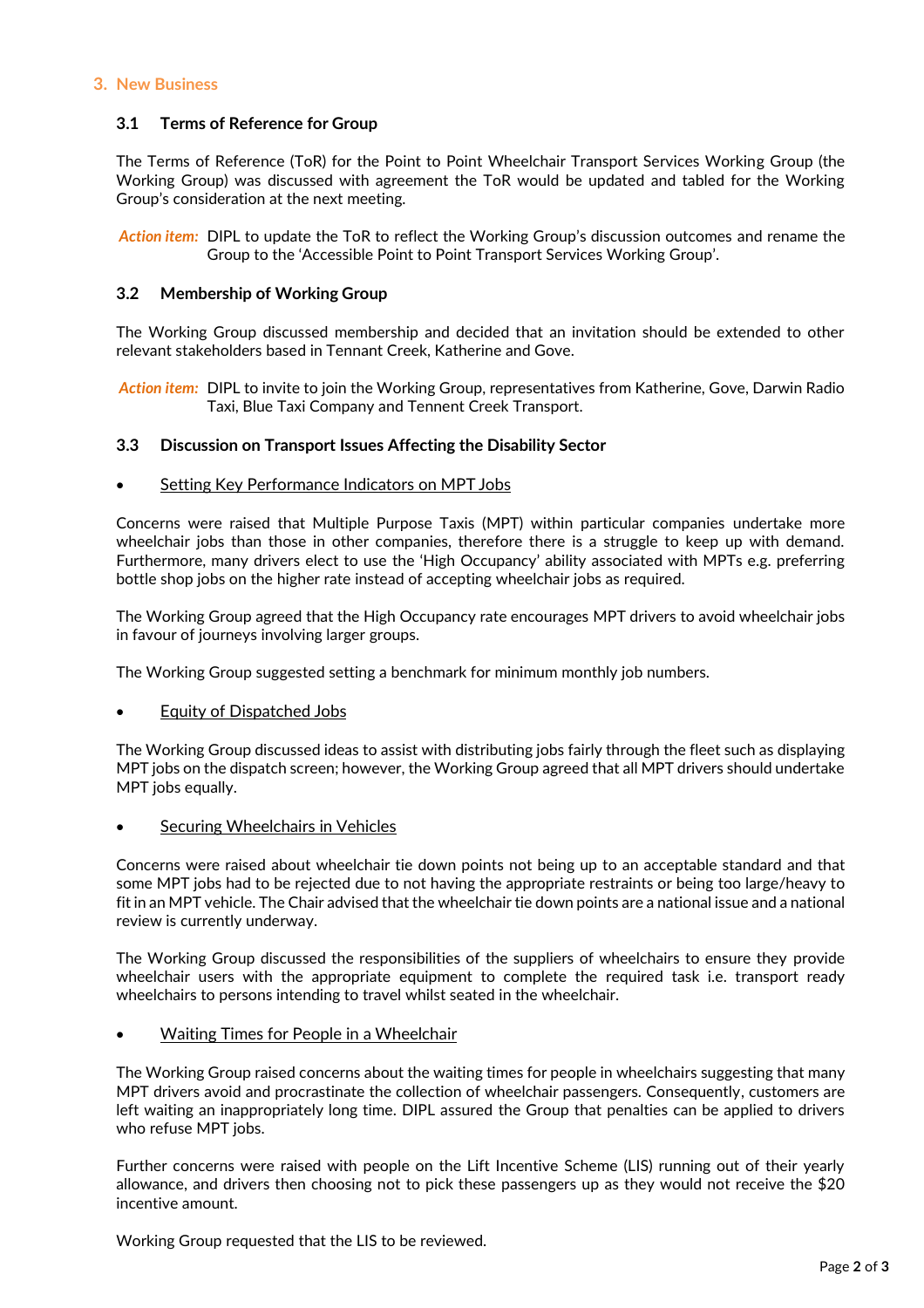## 3. New Business

### 3.1 Terms of Reference for Group

The Terms of Reference (ToR) for the Point to Point Wheelchair Transport Services Working Group (the Working Group) was discussed with agreement the ToR would be updated and tabled for the Working Group's consideration at the next meeting.

*Action item:* DIPL to update the ToR to reflect the Working Group's discussion outcomes and rename the Group to the 'Accessible Point to Point Transport Services Working Group'.

### 3.2 Membership of Working Group

The Working Group discussed membership and decided that an invitation should be extended to other relevant stakeholders based in Tennant Creek, Katherine and Gove.

*Action item:* DIPL to invite to join the Working Group, representatives from Katherine, Gove, Darwin Radio Taxi, Blue Taxi Company and Tennent Creek Transport.

### 3.3 Discussion on Transport Issues Affecting the Disability Sector

- Setting Key Performance Indicators on MPT Jobs

Concerns were raised that Multiple Purpose Taxis (MPT) within particular companies undertake more wheelchair jobs than those in other companies, therefore there is a struggle to keep up with demand. Furthermore, many drivers elect to use the 'High Occupancy' ability associated with MPTs e.g. preferring bottle shop jobs on the higher rate instead of accepting wheelchair jobs as required.

The Working Group agreed that the High Occupancy rate encourages MPT drivers to avoid wheelchair jobs in favour of journeys involving larger groups.

The Working Group suggested setting a benchmark for minimum monthly job numbers.

- Equity of Dispatched Jobs

The Working Group discussed ideas to assist with distributing jobs fairly through the fleet such as displaying MPT jobs on the dispatch screen; however, the Working Group agreed that all MPT drivers should undertake MPT jobs equally.

- Securing Wheelchairs in Vehicles

Concerns were raised about wheelchair tie down points not being up to an acceptable standard and that some MPT jobs had to be rejected due to not having the appropriate restraints or being too large/heavy to fit in an MPT vehicle. The Chair advised that the wheelchair tie down points are a national issue and a national review is currently underway.

The Working Group discussed the responsibilities of the suppliers of wheelchairs to ensure they provide wheelchair users with the appropriate equipment to complete the required task i.e. transport ready wheelchairs to persons intending to travel whilst seated in the wheelchair.

- Waiting Times for People in a Wheelchair

The Working Group raised concerns about the waiting times for people in wheelchairs suggesting that many MPT drivers avoid and procrastinate the collection of wheelchair passengers. Consequently, customers are left waiting an inappropriately long time. DIPL assured the Group that penalties can be applied to drivers who refuse MPT jobs.

Further concerns were raised with people on the Lift Incentive Scheme (LIS) running out of their yearly allowance, and drivers then choosing not to pick these passengers up as they would not receive the $20 incentive amount.

Working Group requested that the LIS to be reviewed.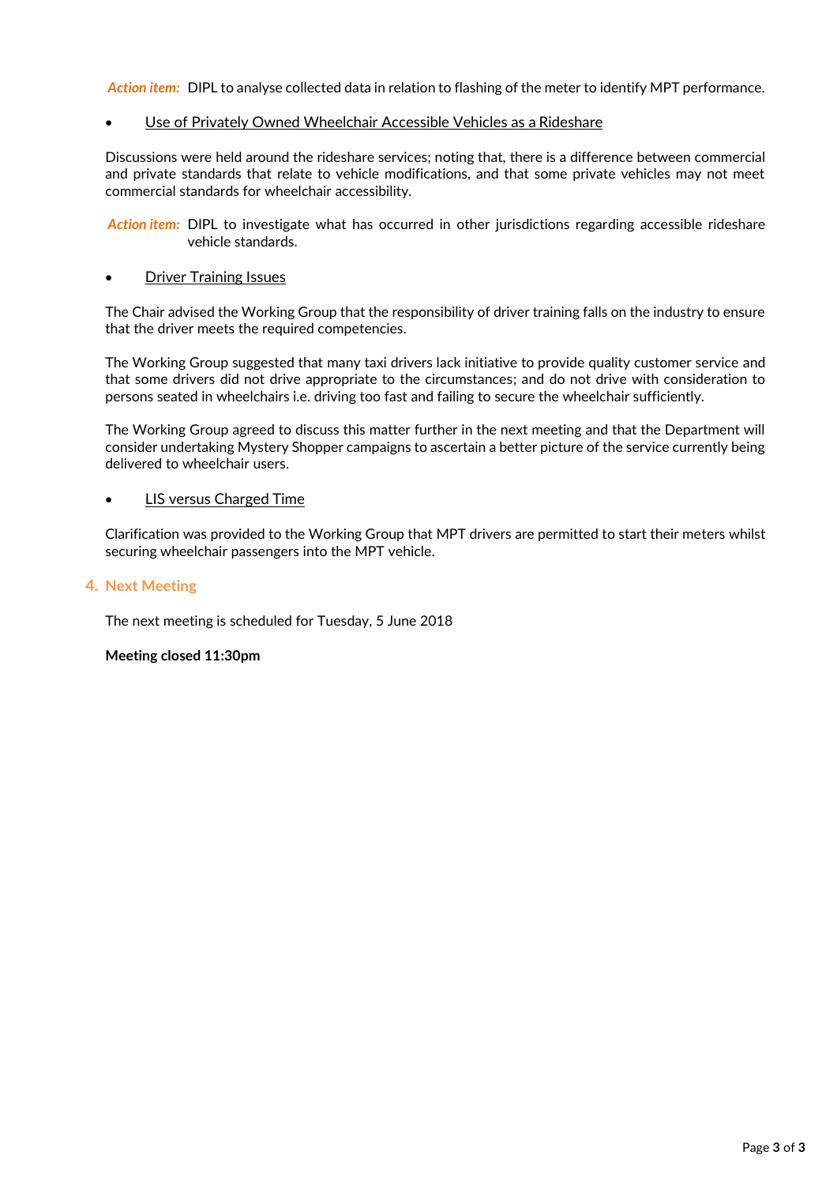***Action item:*** DIPL to analyse collected data in relation to flashing of the meter to identify MPT performance.

- Use of Privately Owned Wheelchair Accessible Vehicles as a Rideshare

Discussions were held around the rideshare services; noting that, there is a difference between commercial and private standards that relate to vehicle modifications, and that some private vehicles may not meet commercial standards for wheelchair accessibility.

***Action item:*** DIPL to investigate what has occurred in other jurisdictions regarding accessible rideshare vehicle standards.

- Driver Training Issues

The Chair advised the Working Group that the responsibility of driver training falls on the industry to ensure that the driver meets the required competencies.

The Working Group suggested that many taxi drivers lack initiative to provide quality customer service and that some drivers did not drive appropriate to the circumstances; and do not drive with consideration to persons seated in wheelchairs i.e. driving too fast and failing to secure the wheelchair sufficiently.

The Working Group agreed to discuss this matter further in the next meeting and that the Department will consider undertaking Mystery Shopper campaigns to ascertain a better picture of the service currently being delivered to wheelchair users.

- LIS versus Charged Time

Clarification was provided to the Working Group that MPT drivers are permitted to start their meters whilst securing wheelchair passengers into the MPT vehicle.

## 4. Next Meeting

The next meeting is scheduled for Tuesday, 5 June 2018

**Meeting closed 11:30pm**